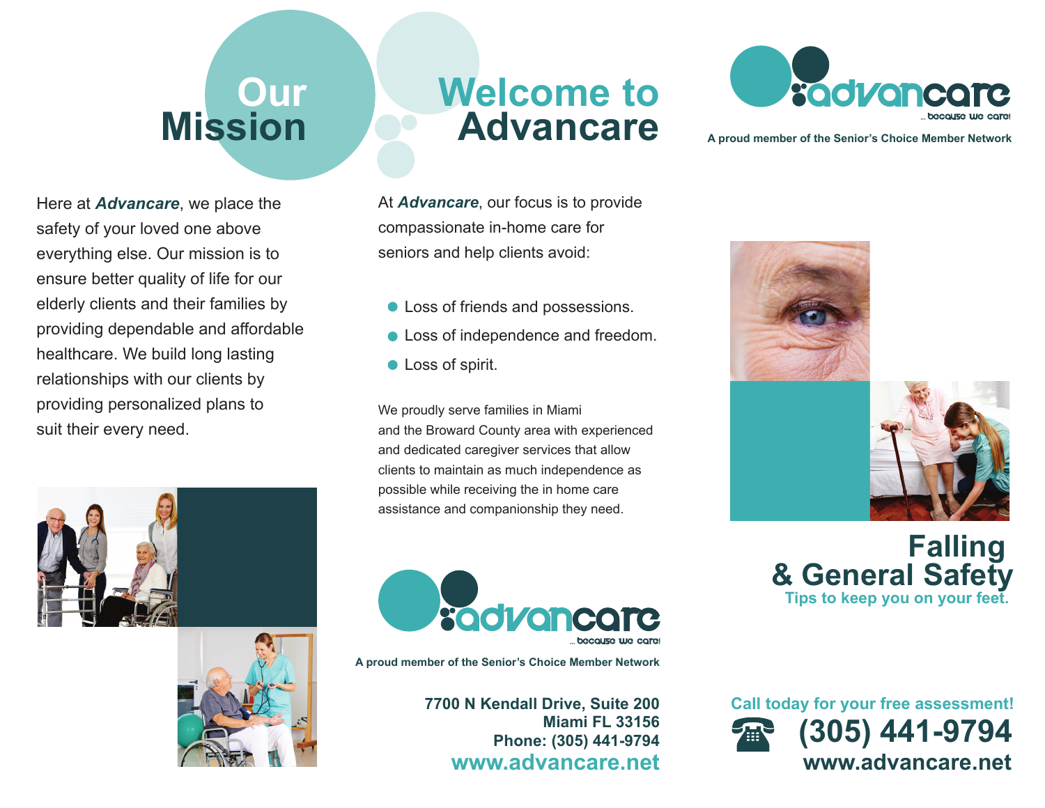# Our Mission

Here at ***Advancare***, we place the safety of your loved one above everything else. Our mission is to ensure better quality of life for our elderly clients and their families by providing dependable and affordable healthcare. We build long lasting relationships with our clients by providing personalized plans to suit their every need.

# Welcome to Advancare

At ***Advancare***, our focus is to provide compassionate in-home care for seniors and help clients avoid:

- Loss of friends and possessions.
- Loss of independence and freedom.
- Loss of spirit.

We proudly serve families in Miami and the Broward County area with experienced and dedicated caregiver services that allow clients to maintain as much independence as possible while receiving the in home care assistance and companionship they need.

advancare ... because we care!

**A proud member of the Senior's Choice Member Network**

**7700 N Kendall Drive, Suite 200**
**Miami FL 33156**
**Phone: (305) 441-9794**
**www.advancare.net**

advancare ... because we care!

**A proud member of the Senior's Choice Member Network**

# Falling & General Safety

**Tips to keep you on your feet.**

**Call today for your free assessment!**

**(305) 441-9794**

**www.advancare.net**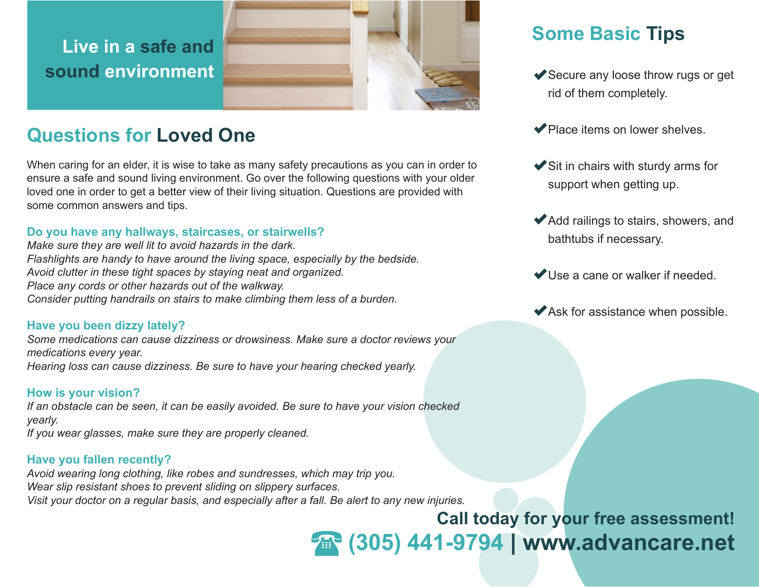## Live in a safe and sound environment

## Questions for Loved One

When caring for an elder, it is wise to take as many safety precautions as you can in order to ensure a safe and sound living environment. Go over the following questions with your older loved one in order to get a better view of their living situation. Questions are provided with some common answers and tips.

### Do you have any hallways, staircases, or stairwells?

*Make sure they are well lit to avoid hazards in the dark.*
*Flashlights are handy to have around the living space, especially by the bedside.*
*Avoid clutter in these tight spaces by staying neat and organized.*
*Place any cords or other hazards out of the walkway.*
*Consider putting handrails on stairs to make climbing them less of a burden.*

### Have you been dizzy lately?

*Some medications can cause dizziness or drowsiness. Make sure a doctor reviews your medications every year.*
*Hearing loss can cause dizziness. Be sure to have your hearing checked yearly.*

### How is your vision?

*If an obstacle can be seen, it can be easily avoided. Be sure to have your vision checked yearly.*
*If you wear glasses, make sure they are properly cleaned.*

### Have you fallen recently?

*Avoid wearing long clothing, like robes and sundresses, which may trip you.*
*Wear slip resistant shoes to prevent sliding on slippery surfaces.*
*Visit your doctor on a regular basis, and especially after a fall. Be alert to any new injuries.*

## Some Basic Tips

- ✔ Secure any loose throw rugs or get rid of them completely.
- ✔ Place items on lower shelves.
- ✔ Sit in chairs with sturdy arms for support when getting up.
- ✔ Add railings to stairs, showers, and bathtubs if necessary.
- ✔ Use a cane or walker if needed.
- ✔ Ask for assistance when possible.

**Call today for your free assessment!**

**☎ (305) 441-9794 | www.advancare.net**